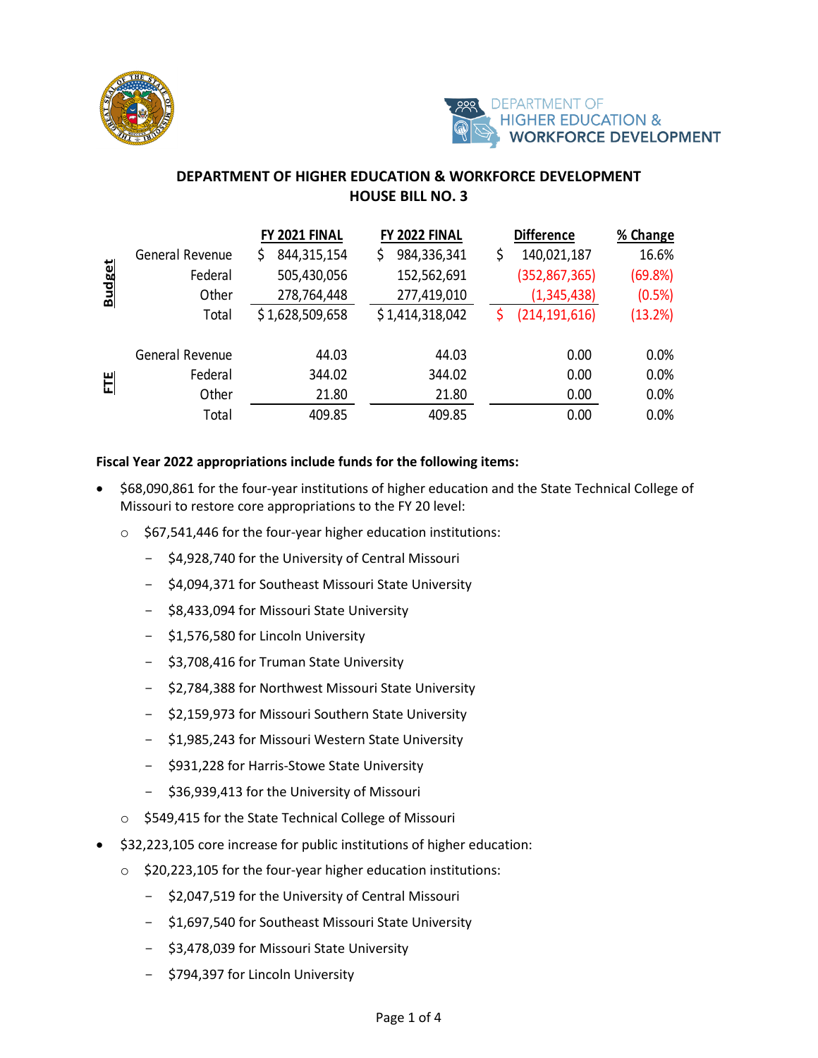## DEPARTMENT OF HIGHER EDUCATION & WORKFORCE DEVELOPMENT
## HOUSE BILL NO. 3

| | | FY 2021 FINAL | FY 2022 FINAL | Difference | % Change |
|---|---|---|---|---|---|
| Budget | General Revenue | $ 844,315,154 | $ 984,336,341 | $ 140,021,187 | 16.6% |
| | Federal | 505,430,056 | 152,562,691 | (352,867,365) | (69.8%) |
| | Other | 278,764,448 | 277,419,010 | (1,345,438) | (0.5%) |
| | Total | $ 1,628,509,658 | $ 1,414,318,042 | $ (214,191,616) | (13.2%) |
| FTE | General Revenue | 44.03 | 44.03 | 0.00 | 0.0% |
| | Federal | 344.02 | 344.02 | 0.00 | 0.0% |
| | Other | 21.80 | 21.80 | 0.00 | 0.0% |
| | Total | 409.85 | 409.85 | 0.00 | 0.0% |

**Fiscal Year 2022 appropriations include funds for the following items:**

- $68,090,861 for the four-year institutions of higher education and the State Technical College of Missouri to restore core appropriations to the FY 20 level:
  - $67,541,446 for the four-year higher education institutions:
    - $4,928,740 for the University of Central Missouri
    - $4,094,371 for Southeast Missouri State University
    - $8,433,094 for Missouri State University
    - $1,576,580 for Lincoln University
    - $3,708,416 for Truman State University
    - $2,784,388 for Northwest Missouri State University
    - $2,159,973 for Missouri Southern State University
    - $1,985,243 for Missouri Western State University
    - $931,228 for Harris-Stowe State University
    - $36,939,413 for the University of Missouri
  - $549,415 for the State Technical College of Missouri
- $32,223,105 core increase for public institutions of higher education:
  - $20,223,105 for the four-year higher education institutions:
    - $2,047,519 for the University of Central Missouri
    - $1,697,540 for Southeast Missouri State University
    - $3,478,039 for Missouri State University
    - $794,397 for Lincoln University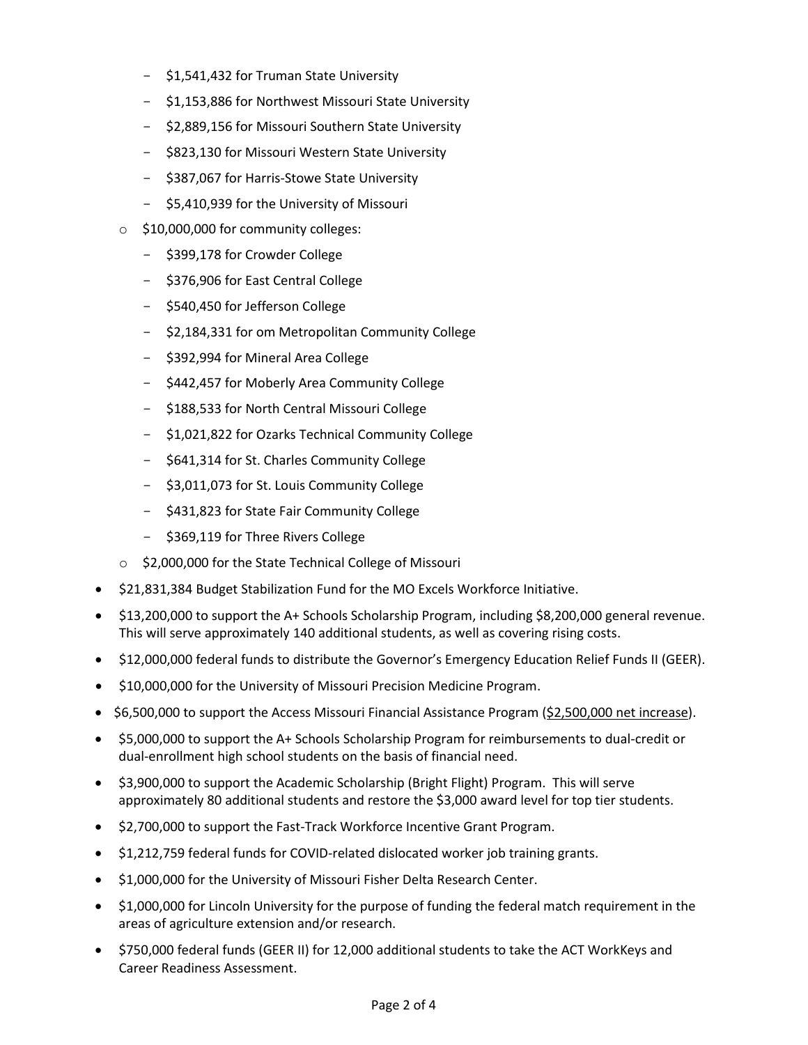- $1,541,432 for Truman State University
    - $1,153,886 for Northwest Missouri State University
    - $2,889,156 for Missouri Southern State University
    - $823,130 for Missouri Western State University
    - $387,067 for Harris-Stowe State University
    - $5,410,939 for the University of Missouri
  - $10,000,000 for community colleges:
    - $399,178 for Crowder College
    - $376,906 for East Central College
    - $540,450 for Jefferson College
    - $2,184,331 for om Metropolitan Community College
    - $392,994 for Mineral Area College
    - $442,457 for Moberly Area Community College
    - $188,533 for North Central Missouri College
    - $1,021,822 for Ozarks Technical Community College
    - $641,314 for St. Charles Community College
    - $3,011,073 for St. Louis Community College
    - $431,823 for State Fair Community College
    - $369,119 for Three Rivers College
  - $2,000,000 for the State Technical College of Missouri
- $21,831,384 Budget Stabilization Fund for the MO Excels Workforce Initiative.
- $13,200,000 to support the A+ Schools Scholarship Program, including $8,200,000 general revenue. This will serve approximately 140 additional students, as well as covering rising costs.
- $12,000,000 federal funds to distribute the Governor's Emergency Education Relief Funds II (GEER).
- $10,000,000 for the University of Missouri Precision Medicine Program.
- $6,500,000 to support the Access Missouri Financial Assistance Program ($2,500,000 net increase).
- $5,000,000 to support the A+ Schools Scholarship Program for reimbursements to dual-credit or dual-enrollment high school students on the basis of financial need.
- $3,900,000 to support the Academic Scholarship (Bright Flight) Program. This will serve approximately 80 additional students and restore the $3,000 award level for top tier students.
- $2,700,000 to support the Fast-Track Workforce Incentive Grant Program.
- $1,212,759 federal funds for COVID-related dislocated worker job training grants.
- $1,000,000 for the University of Missouri Fisher Delta Research Center.
- $1,000,000 for Lincoln University for the purpose of funding the federal match requirement in the areas of agriculture extension and/or research.
- $750,000 federal funds (GEER II) for 12,000 additional students to take the ACT WorkKeys and Career Readiness Assessment.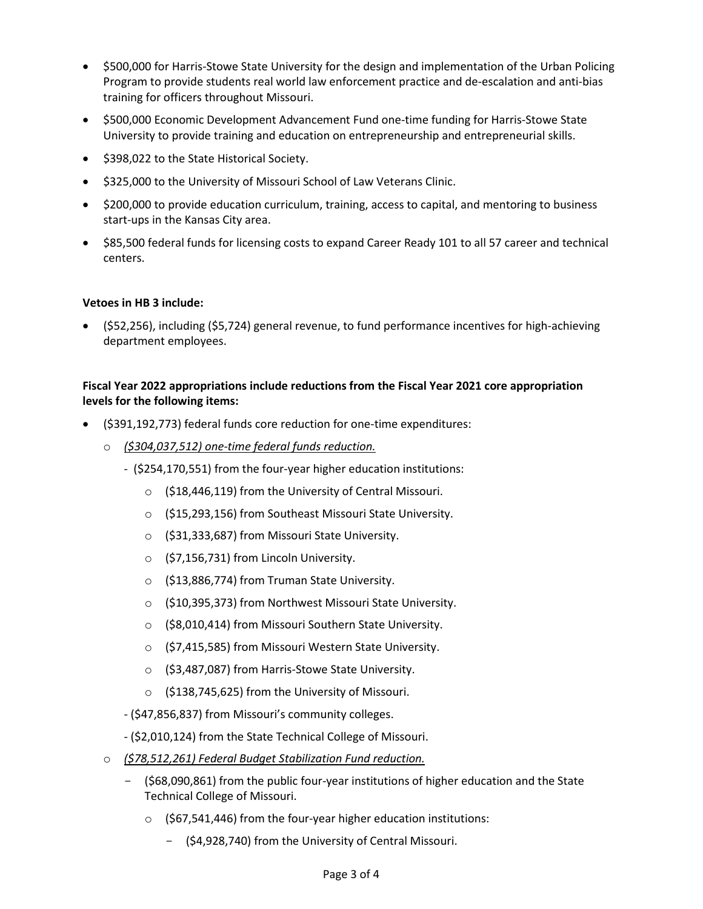- $500,000 for Harris-Stowe State University for the design and implementation of the Urban Policing Program to provide students real world law enforcement practice and de-escalation and anti-bias training for officers throughout Missouri.
- $500,000 Economic Development Advancement Fund one-time funding for Harris-Stowe State University to provide training and education on entrepreneurship and entrepreneurial skills.
- $398,022 to the State Historical Society.
- $325,000 to the University of Missouri School of Law Veterans Clinic.
- $200,000 to provide education curriculum, training, access to capital, and mentoring to business start-ups in the Kansas City area.
- $85,500 federal funds for licensing costs to expand Career Ready 101 to all 57 career and technical centers.

**Vetoes in HB 3 include:**

- ($52,256), including ($5,724) general revenue, to fund performance incentives for high-achieving department employees.

**Fiscal Year 2022 appropriations include reductions from the Fiscal Year 2021 core appropriation levels for the following items:**

- ($391,192,773) federal funds core reduction for one-time expenditures:
  - *<u>($304,037,512) one-time federal funds reduction.</u>*
    - ($254,170,551) from the four-year higher education institutions:
      - ($18,446,119) from the University of Central Missouri.
      - ($15,293,156) from Southeast Missouri State University.
      - ($31,333,687) from Missouri State University.
      - ($7,156,731) from Lincoln University.
      - ($13,886,774) from Truman State University.
      - ($10,395,373) from Northwest Missouri State University.
      - ($8,010,414) from Missouri Southern State University.
      - ($7,415,585) from Missouri Western State University.
      - ($3,487,087) from Harris-Stowe State University.
      - ($138,745,625) from the University of Missouri.
    - ($47,856,837) from Missouri's community colleges.
    - ($2,010,124) from the State Technical College of Missouri.
  - *<u>($78,512,261) Federal Budget Stabilization Fund reduction.</u>*
    - ($68,090,861) from the public four-year institutions of higher education and the State Technical College of Missouri.
      - ($67,541,446) from the four-year higher education institutions:
        - ($4,928,740) from the University of Central Missouri.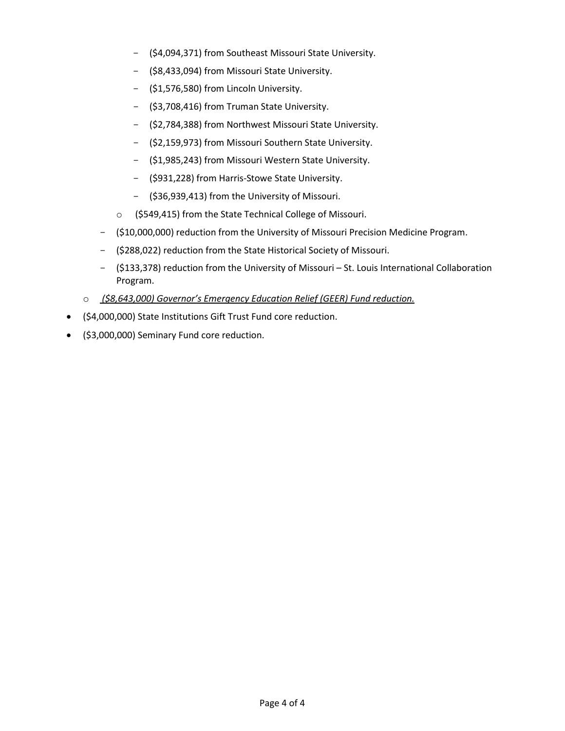- ($4,094,371) from Southeast Missouri State University.
      - ($8,433,094) from Missouri State University.
      - ($1,576,580) from Lincoln University.
      - ($3,708,416) from Truman State University.
      - ($2,784,388) from Northwest Missouri State University.
      - ($2,159,973) from Missouri Southern State University.
      - ($1,985,243) from Missouri Western State University.
      - ($931,228) from Harris-Stowe State University.
      - ($36,939,413) from the University of Missouri.
    - ($549,415) from the State Technical College of Missouri.
  - ($10,000,000) reduction from the University of Missouri Precision Medicine Program.
  - ($288,022) reduction from the State Historical Society of Missouri.
  - ($133,378) reduction from the University of Missouri – St. Louis International Collaboration Program.
  - <u>*($8,643,000) Governor's Emergency Education Relief (GEER) Fund reduction.*</u>
- ($4,000,000) State Institutions Gift Trust Fund core reduction.
- ($3,000,000) Seminary Fund core reduction.